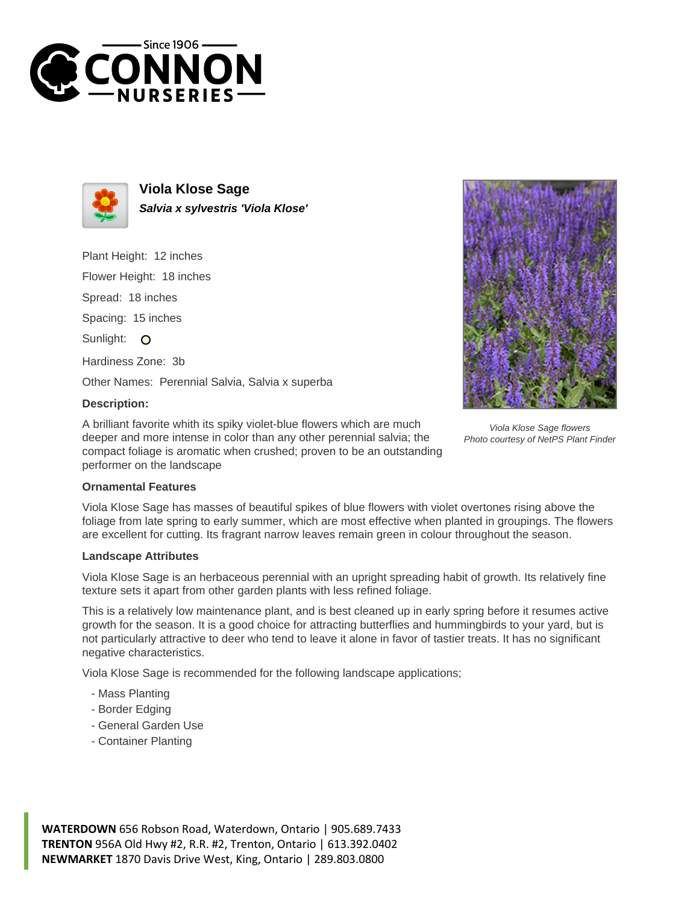# Viola Klose Sage

***Salvia x sylvestris 'Viola Klose'***

Plant Height: 12 inches

Flower Height: 18 inches

Spread: 18 inches

Spacing: 15 inches

Sunlight: O

Hardiness Zone: 3b

Other Names: Perennial Salvia, Salvia x superba

### Description:

A brilliant favorite whith its spiky violet-blue flowers which are much deeper and more intense in color than any other perennial salvia; the compact foliage is aromatic when crushed; proven to be an outstanding performer on the landscape

*Viola Klose Sage flowers*
*Photo courtesy of NetPS Plant Finder*

### Ornamental Features

Viola Klose Sage has masses of beautiful spikes of blue flowers with violet overtones rising above the foliage from late spring to early summer, which are most effective when planted in groupings. The flowers are excellent for cutting. Its fragrant narrow leaves remain green in colour throughout the season.

### Landscape Attributes

Viola Klose Sage is an herbaceous perennial with an upright spreading habit of growth. Its relatively fine texture sets it apart from other garden plants with less refined foliage.

This is a relatively low maintenance plant, and is best cleaned up in early spring before it resumes active growth for the season. It is a good choice for attracting butterflies and hummingbirds to your yard, but is not particularly attractive to deer who tend to leave it alone in favor of tastier treats. It has no significant negative characteristics.

Viola Klose Sage is recommended for the following landscape applications;

- Mass Planting
- Border Edging
- General Garden Use
- Container Planting

**WATERDOWN** 656 Robson Road, Waterdown, Ontario | 905.689.7433
**TRENTON** 956A Old Hwy #2, R.R. #2, Trenton, Ontario | 613.392.0402
**NEWMARKET** 1870 Davis Drive West, King, Ontario | 289.803.0800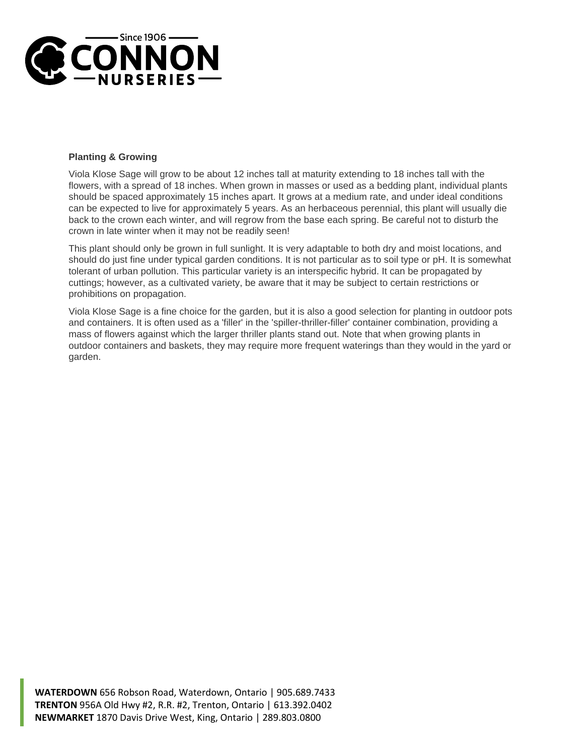### Planting & Growing

Viola Klose Sage will grow to be about 12 inches tall at maturity extending to 18 inches tall with the flowers, with a spread of 18 inches. When grown in masses or used as a bedding plant, individual plants should be spaced approximately 15 inches apart. It grows at a medium rate, and under ideal conditions can be expected to live for approximately 5 years. As an herbaceous perennial, this plant will usually die back to the crown each winter, and will regrow from the base each spring. Be careful not to disturb the crown in late winter when it may not be readily seen!

This plant should only be grown in full sunlight. It is very adaptable to both dry and moist locations, and should do just fine under typical garden conditions. It is not particular as to soil type or pH. It is somewhat tolerant of urban pollution. This particular variety is an interspecific hybrid. It can be propagated by cuttings; however, as a cultivated variety, be aware that it may be subject to certain restrictions or prohibitions on propagation.

Viola Klose Sage is a fine choice for the garden, but it is also a good selection for planting in outdoor pots and containers. It is often used as a 'filler' in the 'spiller-thriller-filler' container combination, providing a mass of flowers against which the larger thriller plants stand out. Note that when growing plants in outdoor containers and baskets, they may require more frequent waterings than they would in the yard or garden.